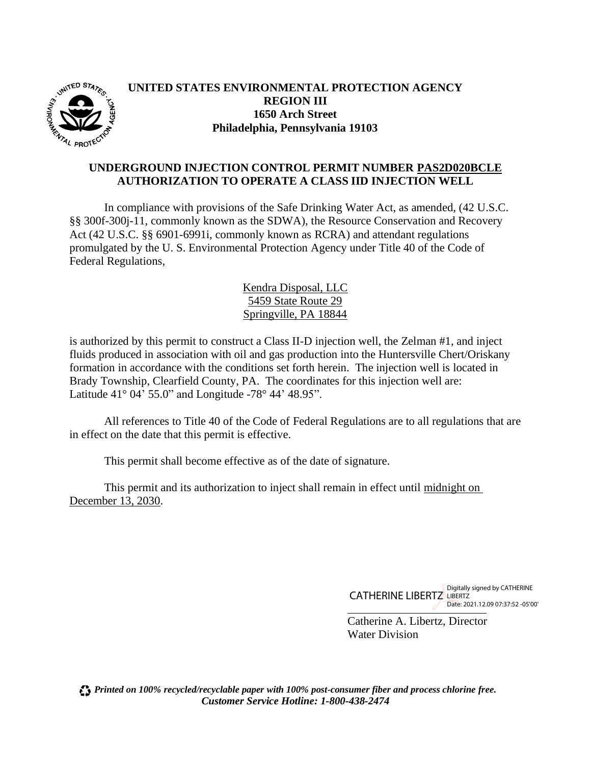**UNITED STATES ENVIRONMENTAL PROTECTION AGENCY**
**REGION III**
**1650 Arch Street**
**Philadelphia, Pennsylvania 19103**

## UNDERGROUND INJECTION CONTROL PERMIT NUMBER PAS2D020BCLE
## AUTHORIZATION TO OPERATE A CLASS IID INJECTION WELL

In compliance with provisions of the Safe Drinking Water Act, as amended, (42 U.S.C. §§ 300f-300j-11, commonly known as the SDWA), the Resource Conservation and Recovery Act (42 U.S.C. §§ 6901-6991i, commonly known as RCRA) and attendant regulations promulgated by the U. S. Environmental Protection Agency under Title 40 of the Code of Federal Regulations,

Kendra Disposal, LLC
5459 State Route 29
Springville, PA 18844

is authorized by this permit to construct a Class II-D injection well, the Zelman #1, and inject fluids produced in association with oil and gas production into the Huntersville Chert/Oriskany formation in accordance with the conditions set forth herein. The injection well is located in Brady Township, Clearfield County, PA. The coordinates for this injection well are: Latitude 41° 04' 55.0" and Longitude -78° 44' 48.95".

All references to Title 40 of the Code of Federal Regulations are to all regulations that are in effect on the date that this permit is effective.

This permit shall become effective as of the date of signature.

This permit and its authorization to inject shall remain in effect until midnight on December 13, 2030.

CATHERINE LIBERTZ Digitally signed by CATHERINE LIBERTZ Date: 2021.12.09 07:37:52 -05'00'

Catherine A. Libertz, Director
Water Division

*Printed on 100% recycled/recyclable paper with 100% post-consumer fiber and process chlorine free.*
*Customer Service Hotline: 1-800-438-2474*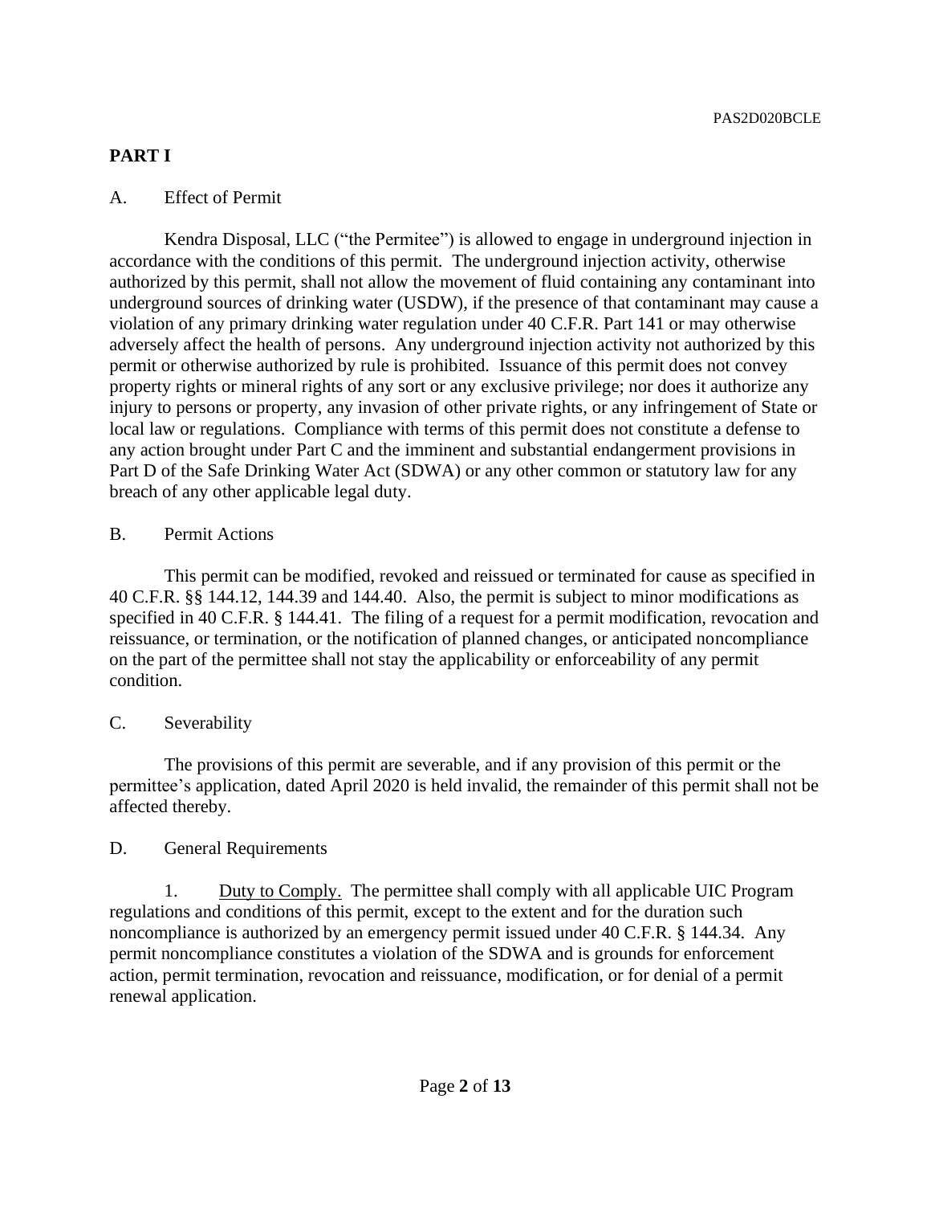## PART I

### A. Effect of Permit

Kendra Disposal, LLC ("the Permitee") is allowed to engage in underground injection in accordance with the conditions of this permit. The underground injection activity, otherwise authorized by this permit, shall not allow the movement of fluid containing any contaminant into underground sources of drinking water (USDW), if the presence of that contaminant may cause a violation of any primary drinking water regulation under 40 C.F.R. Part 141 or may otherwise adversely affect the health of persons. Any underground injection activity not authorized by this permit or otherwise authorized by rule is prohibited. Issuance of this permit does not convey property rights or mineral rights of any sort or any exclusive privilege; nor does it authorize any injury to persons or property, any invasion of other private rights, or any infringement of State or local law or regulations. Compliance with terms of this permit does not constitute a defense to any action brought under Part C and the imminent and substantial endangerment provisions in Part D of the Safe Drinking Water Act (SDWA) or any other common or statutory law for any breach of any other applicable legal duty.

### B. Permit Actions

This permit can be modified, revoked and reissued or terminated for cause as specified in 40 C.F.R. §§ 144.12, 144.39 and 144.40. Also, the permit is subject to minor modifications as specified in 40 C.F.R. § 144.41. The filing of a request for a permit modification, revocation and reissuance, or termination, or the notification of planned changes, or anticipated noncompliance on the part of the permittee shall not stay the applicability or enforceability of any permit condition.

### C. Severability

The provisions of this permit are severable, and if any provision of this permit or the permittee's application, dated April 2020 is held invalid, the remainder of this permit shall not be affected thereby.

### D. General Requirements

1. Duty to Comply. The permittee shall comply with all applicable UIC Program regulations and conditions of this permit, except to the extent and for the duration such noncompliance is authorized by an emergency permit issued under 40 C.F.R. § 144.34. Any permit noncompliance constitutes a violation of the SDWA and is grounds for enforcement action, permit termination, revocation and reissuance, modification, or for denial of a permit renewal application.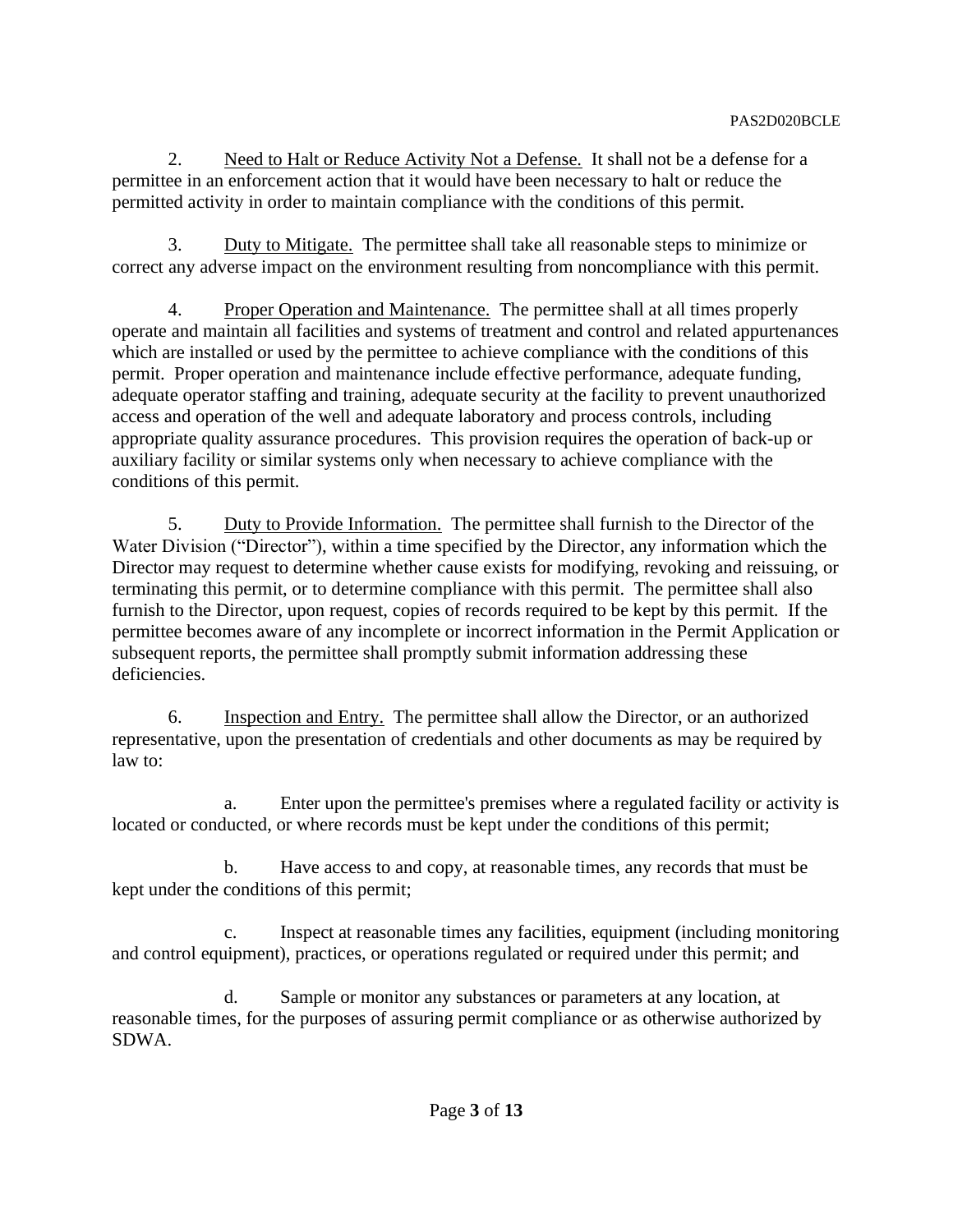2. Need to Halt or Reduce Activity Not a Defense. It shall not be a defense for a permittee in an enforcement action that it would have been necessary to halt or reduce the permitted activity in order to maintain compliance with the conditions of this permit.

3. Duty to Mitigate. The permittee shall take all reasonable steps to minimize or correct any adverse impact on the environment resulting from noncompliance with this permit.

4. Proper Operation and Maintenance. The permittee shall at all times properly operate and maintain all facilities and systems of treatment and control and related appurtenances which are installed or used by the permittee to achieve compliance with the conditions of this permit. Proper operation and maintenance include effective performance, adequate funding, adequate operator staffing and training, adequate security at the facility to prevent unauthorized access and operation of the well and adequate laboratory and process controls, including appropriate quality assurance procedures. This provision requires the operation of back-up or auxiliary facility or similar systems only when necessary to achieve compliance with the conditions of this permit.

5. Duty to Provide Information. The permittee shall furnish to the Director of the Water Division ("Director"), within a time specified by the Director, any information which the Director may request to determine whether cause exists for modifying, revoking and reissuing, or terminating this permit, or to determine compliance with this permit. The permittee shall also furnish to the Director, upon request, copies of records required to be kept by this permit. If the permittee becomes aware of any incomplete or incorrect information in the Permit Application or subsequent reports, the permittee shall promptly submit information addressing these deficiencies.

6. Inspection and Entry. The permittee shall allow the Director, or an authorized representative, upon the presentation of credentials and other documents as may be required by law to:

a. Enter upon the permittee's premises where a regulated facility or activity is located or conducted, or where records must be kept under the conditions of this permit;

b. Have access to and copy, at reasonable times, any records that must be kept under the conditions of this permit;

c. Inspect at reasonable times any facilities, equipment (including monitoring and control equipment), practices, or operations regulated or required under this permit; and

d. Sample or monitor any substances or parameters at any location, at reasonable times, for the purposes of assuring permit compliance or as otherwise authorized by SDWA.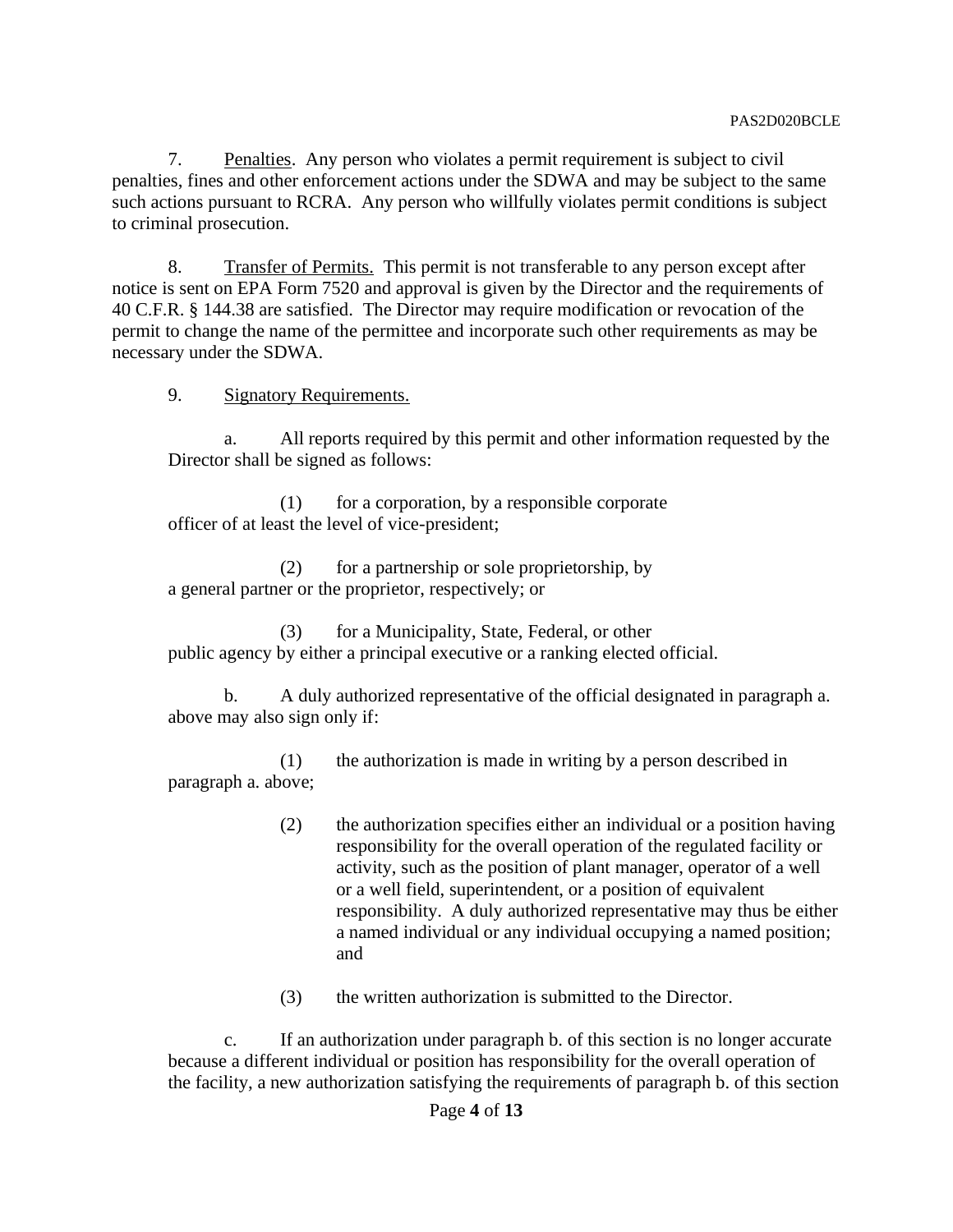7. Penalties. Any person who violates a permit requirement is subject to civil penalties, fines and other enforcement actions under the SDWA and may be subject to the same such actions pursuant to RCRA. Any person who willfully violates permit conditions is subject to criminal prosecution.

8. Transfer of Permits. This permit is not transferable to any person except after notice is sent on EPA Form 7520 and approval is given by the Director and the requirements of 40 C.F.R. § 144.38 are satisfied. The Director may require modification or revocation of the permit to change the name of the permittee and incorporate such other requirements as may be necessary under the SDWA.

9. Signatory Requirements.

a. All reports required by this permit and other information requested by the Director shall be signed as follows:

(1) for a corporation, by a responsible corporate officer of at least the level of vice-president;

(2) for a partnership or sole proprietorship, by a general partner or the proprietor, respectively; or

(3) for a Municipality, State, Federal, or other public agency by either a principal executive or a ranking elected official.

b. A duly authorized representative of the official designated in paragraph a. above may also sign only if:

(1) the authorization is made in writing by a person described in paragraph a. above;

(2) the authorization specifies either an individual or a position having responsibility for the overall operation of the regulated facility or activity, such as the position of plant manager, operator of a well or a well field, superintendent, or a position of equivalent responsibility. A duly authorized representative may thus be either a named individual or any individual occupying a named position; and

(3) the written authorization is submitted to the Director.

c. If an authorization under paragraph b. of this section is no longer accurate because a different individual or position has responsibility for the overall operation of the facility, a new authorization satisfying the requirements of paragraph b. of this section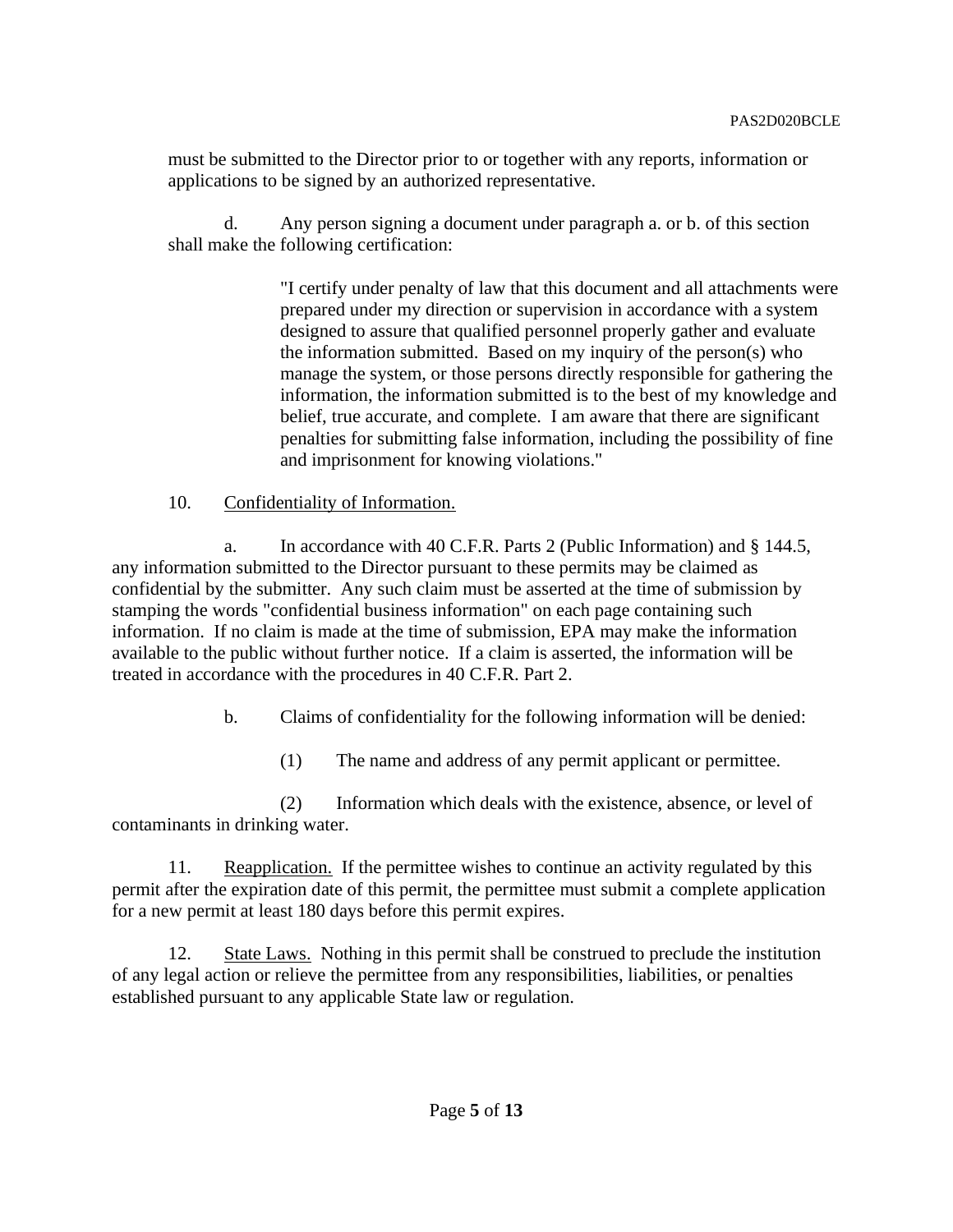must be submitted to the Director prior to or together with any reports, information or applications to be signed by an authorized representative.

d. Any person signing a document under paragraph a. or b. of this section shall make the following certification:

> "I certify under penalty of law that this document and all attachments were prepared under my direction or supervision in accordance with a system designed to assure that qualified personnel properly gather and evaluate the information submitted. Based on my inquiry of the person(s) who manage the system, or those persons directly responsible for gathering the information, the information submitted is to the best of my knowledge and belief, true accurate, and complete. I am aware that there are significant penalties for submitting false information, including the possibility of fine and imprisonment for knowing violations."

10. Confidentiality of Information.

a. In accordance with 40 C.F.R. Parts 2 (Public Information) and § 144.5, any information submitted to the Director pursuant to these permits may be claimed as confidential by the submitter. Any such claim must be asserted at the time of submission by stamping the words "confidential business information" on each page containing such information. If no claim is made at the time of submission, EPA may make the information available to the public without further notice. If a claim is asserted, the information will be treated in accordance with the procedures in 40 C.F.R. Part 2.

b. Claims of confidentiality for the following information will be denied:

(1) The name and address of any permit applicant or permittee.

(2) Information which deals with the existence, absence, or level of contaminants in drinking water.

11. Reapplication. If the permittee wishes to continue an activity regulated by this permit after the expiration date of this permit, the permittee must submit a complete application for a new permit at least 180 days before this permit expires.

12. State Laws. Nothing in this permit shall be construed to preclude the institution of any legal action or relieve the permittee from any responsibilities, liabilities, or penalties established pursuant to any applicable State law or regulation.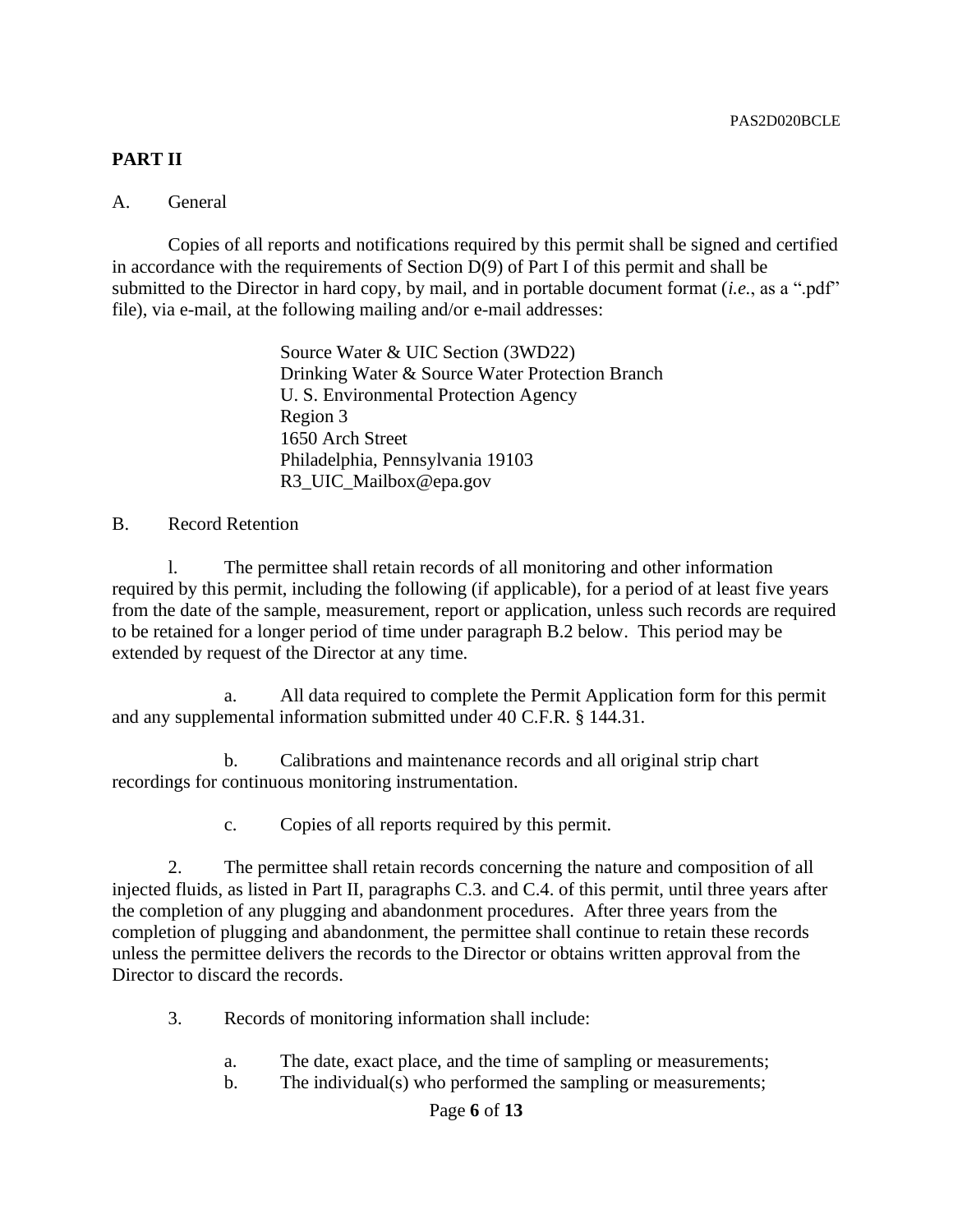## PART II

A. General

Copies of all reports and notifications required by this permit shall be signed and certified in accordance with the requirements of Section D(9) of Part I of this permit and shall be submitted to the Director in hard copy, by mail, and in portable document format (*i.e.*, as a ".pdf" file), via e-mail, at the following mailing and/or e-mail addresses:

> Source Water & UIC Section (3WD22)
> Drinking Water & Source Water Protection Branch
> U. S. Environmental Protection Agency
> Region 3
> 1650 Arch Street
> Philadelphia, Pennsylvania 19103
> R3_UIC_Mailbox@epa.gov

B. Record Retention

l. The permittee shall retain records of all monitoring and other information required by this permit, including the following (if applicable), for a period of at least five years from the date of the sample, measurement, report or application, unless such records are required to be retained for a longer period of time under paragraph B.2 below. This period may be extended by request of the Director at any time.

a. All data required to complete the Permit Application form for this permit and any supplemental information submitted under 40 C.F.R. § 144.31.

b. Calibrations and maintenance records and all original strip chart recordings for continuous monitoring instrumentation.

c. Copies of all reports required by this permit.

2. The permittee shall retain records concerning the nature and composition of all injected fluids, as listed in Part II, paragraphs C.3. and C.4. of this permit, until three years after the completion of any plugging and abandonment procedures. After three years from the completion of plugging and abandonment, the permittee shall continue to retain these records unless the permittee delivers the records to the Director or obtains written approval from the Director to discard the records.

3. Records of monitoring information shall include:

a. The date, exact place, and the time of sampling or measurements;
b. The individual(s) who performed the sampling or measurements;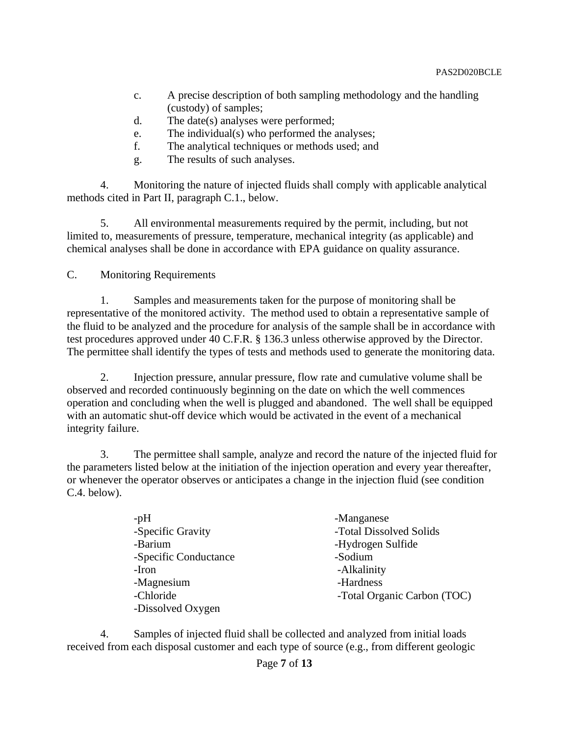c. A precise description of both sampling methodology and the handling (custody) of samples;
d. The date(s) analyses were performed;
e. The individual(s) who performed the analyses;
f. The analytical techniques or methods used; and
g. The results of such analyses.

4. Monitoring the nature of injected fluids shall comply with applicable analytical methods cited in Part II, paragraph C.1., below.

5. All environmental measurements required by the permit, including, but not limited to, measurements of pressure, temperature, mechanical integrity (as applicable) and chemical analyses shall be done in accordance with EPA guidance on quality assurance.

C. Monitoring Requirements

1. Samples and measurements taken for the purpose of monitoring shall be representative of the monitored activity. The method used to obtain a representative sample of the fluid to be analyzed and the procedure for analysis of the sample shall be in accordance with test procedures approved under 40 C.F.R. § 136.3 unless otherwise approved by the Director. The permittee shall identify the types of tests and methods used to generate the monitoring data.

2. Injection pressure, annular pressure, flow rate and cumulative volume shall be observed and recorded continuously beginning on the date on which the well commences operation and concluding when the well is plugged and abandoned. The well shall be equipped with an automatic shut-off device which would be activated in the event of a mechanical integrity failure.

3. The permittee shall sample, analyze and record the nature of the injected fluid for the parameters listed below at the initiation of the injection operation and every year thereafter, or whenever the operator observes or anticipates a change in the injection fluid (see condition C.4. below).

-pH
-Specific Gravity
-Barium
-Specific Conductance
-Iron
-Magnesium
-Chloride
-Dissolved Oxygen
-Manganese
-Total Dissolved Solids
-Hydrogen Sulfide
-Sodium
-Alkalinity
-Hardness
-Total Organic Carbon (TOC)

4. Samples of injected fluid shall be collected and analyzed from initial loads received from each disposal customer and each type of source (e.g., from different geologic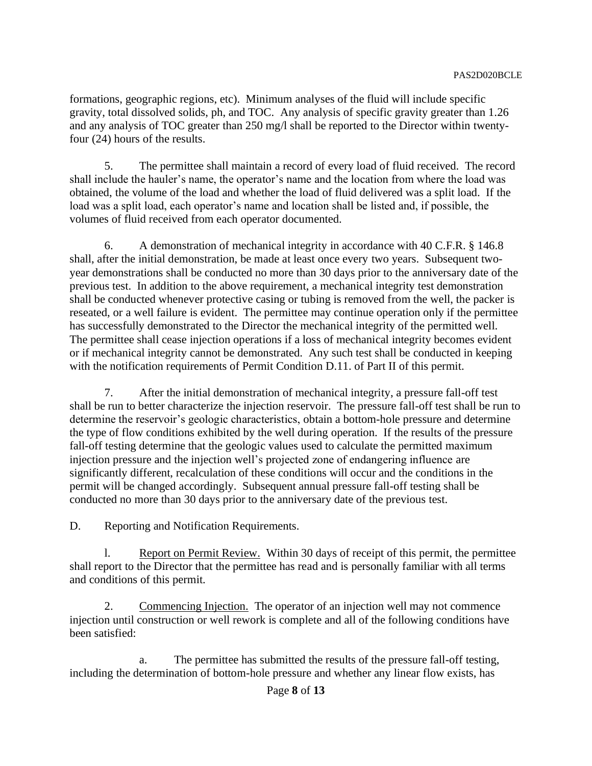formations, geographic regions, etc). Minimum analyses of the fluid will include specific gravity, total dissolved solids, ph, and TOC. Any analysis of specific gravity greater than 1.26 and any analysis of TOC greater than 250 mg/l shall be reported to the Director within twenty-four (24) hours of the results.

5. The permittee shall maintain a record of every load of fluid received. The record shall include the hauler's name, the operator's name and the location from where the load was obtained, the volume of the load and whether the load of fluid delivered was a split load. If the load was a split load, each operator's name and location shall be listed and, if possible, the volumes of fluid received from each operator documented.

6. A demonstration of mechanical integrity in accordance with 40 C.F.R. § 146.8 shall, after the initial demonstration, be made at least once every two years. Subsequent two-year demonstrations shall be conducted no more than 30 days prior to the anniversary date of the previous test. In addition to the above requirement, a mechanical integrity test demonstration shall be conducted whenever protective casing or tubing is removed from the well, the packer is reseated, or a well failure is evident. The permittee may continue operation only if the permittee has successfully demonstrated to the Director the mechanical integrity of the permitted well. The permittee shall cease injection operations if a loss of mechanical integrity becomes evident or if mechanical integrity cannot be demonstrated. Any such test shall be conducted in keeping with the notification requirements of Permit Condition D.11. of Part II of this permit.

7. After the initial demonstration of mechanical integrity, a pressure fall-off test shall be run to better characterize the injection reservoir. The pressure fall-off test shall be run to determine the reservoir's geologic characteristics, obtain a bottom-hole pressure and determine the type of flow conditions exhibited by the well during operation. If the results of the pressure fall-off testing determine that the geologic values used to calculate the permitted maximum injection pressure and the injection well's projected zone of endangering influence are significantly different, recalculation of these conditions will occur and the conditions in the permit will be changed accordingly. Subsequent annual pressure fall-off testing shall be conducted no more than 30 days prior to the anniversary date of the previous test.

D. Reporting and Notification Requirements.

l. Report on Permit Review. Within 30 days of receipt of this permit, the permittee shall report to the Director that the permittee has read and is personally familiar with all terms and conditions of this permit.

2. Commencing Injection. The operator of an injection well may not commence injection until construction or well rework is complete and all of the following conditions have been satisfied:

a. The permittee has submitted the results of the pressure fall-off testing, including the determination of bottom-hole pressure and whether any linear flow exists, has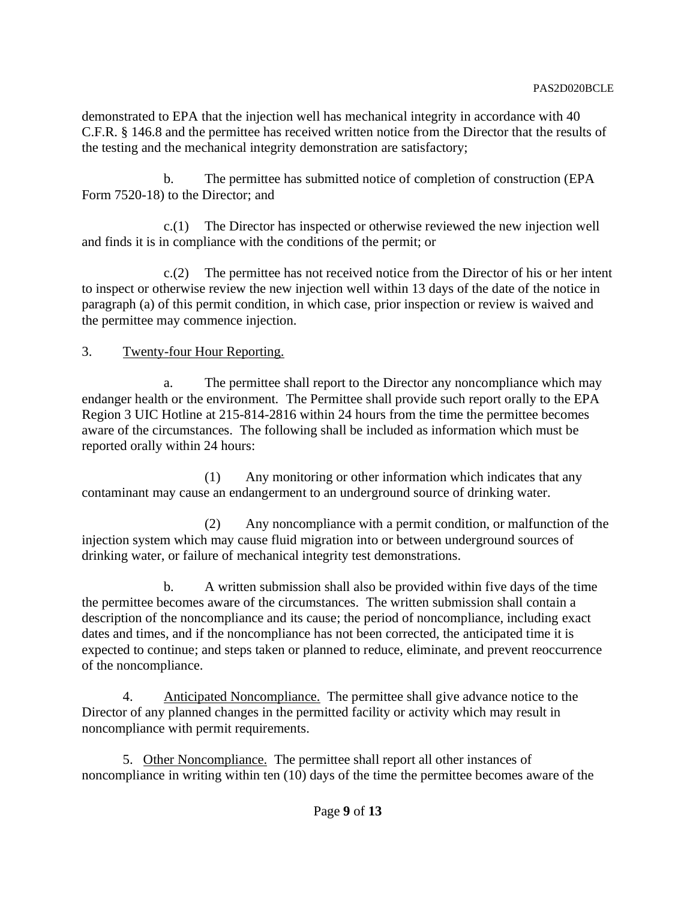demonstrated to EPA that the injection well has mechanical integrity in accordance with 40 C.F.R. § 146.8 and the permittee has received written notice from the Director that the results of the testing and the mechanical integrity demonstration are satisfactory;

b. The permittee has submitted notice of completion of construction (EPA Form 7520-18) to the Director; and

c.(1) The Director has inspected or otherwise reviewed the new injection well and finds it is in compliance with the conditions of the permit; or

c.(2) The permittee has not received notice from the Director of his or her intent to inspect or otherwise review the new injection well within 13 days of the date of the notice in paragraph (a) of this permit condition, in which case, prior inspection or review is waived and the permittee may commence injection.

3. Twenty-four Hour Reporting.

a. The permittee shall report to the Director any noncompliance which may endanger health or the environment. The Permittee shall provide such report orally to the EPA Region 3 UIC Hotline at 215-814-2816 within 24 hours from the time the permittee becomes aware of the circumstances. The following shall be included as information which must be reported orally within 24 hours:

(1) Any monitoring or other information which indicates that any contaminant may cause an endangerment to an underground source of drinking water.

(2) Any noncompliance with a permit condition, or malfunction of the injection system which may cause fluid migration into or between underground sources of drinking water, or failure of mechanical integrity test demonstrations.

b. A written submission shall also be provided within five days of the time the permittee becomes aware of the circumstances. The written submission shall contain a description of the noncompliance and its cause; the period of noncompliance, including exact dates and times, and if the noncompliance has not been corrected, the anticipated time it is expected to continue; and steps taken or planned to reduce, eliminate, and prevent reoccurrence of the noncompliance.

4. Anticipated Noncompliance. The permittee shall give advance notice to the Director of any planned changes in the permitted facility or activity which may result in noncompliance with permit requirements.

5. Other Noncompliance. The permittee shall report all other instances of noncompliance in writing within ten (10) days of the time the permittee becomes aware of the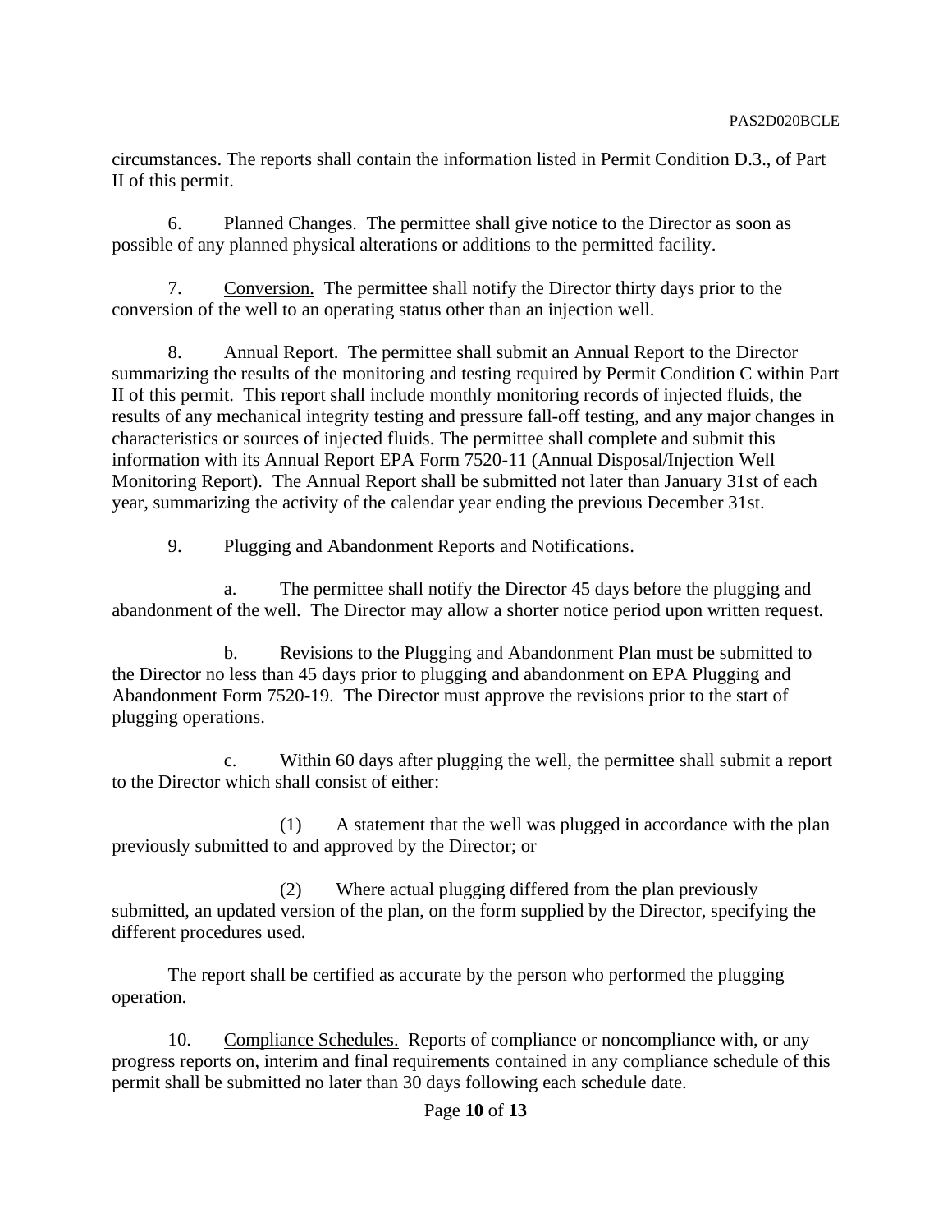circumstances. The reports shall contain the information listed in Permit Condition D.3., of Part II of this permit.

6. Planned Changes. The permittee shall give notice to the Director as soon as possible of any planned physical alterations or additions to the permitted facility.

7. Conversion. The permittee shall notify the Director thirty days prior to the conversion of the well to an operating status other than an injection well.

8. Annual Report. The permittee shall submit an Annual Report to the Director summarizing the results of the monitoring and testing required by Permit Condition C within Part II of this permit. This report shall include monthly monitoring records of injected fluids, the results of any mechanical integrity testing and pressure fall-off testing, and any major changes in characteristics or sources of injected fluids. The permittee shall complete and submit this information with its Annual Report EPA Form 7520-11 (Annual Disposal/Injection Well Monitoring Report). The Annual Report shall be submitted not later than January 31st of each year, summarizing the activity of the calendar year ending the previous December 31st.

9. Plugging and Abandonment Reports and Notifications.

a. The permittee shall notify the Director 45 days before the plugging and abandonment of the well. The Director may allow a shorter notice period upon written request.

b. Revisions to the Plugging and Abandonment Plan must be submitted to the Director no less than 45 days prior to plugging and abandonment on EPA Plugging and Abandonment Form 7520-19. The Director must approve the revisions prior to the start of plugging operations.

c. Within 60 days after plugging the well, the permittee shall submit a report to the Director which shall consist of either:

(1) A statement that the well was plugged in accordance with the plan previously submitted to and approved by the Director; or

(2) Where actual plugging differed from the plan previously submitted, an updated version of the plan, on the form supplied by the Director, specifying the different procedures used.

The report shall be certified as accurate by the person who performed the plugging operation.

10. Compliance Schedules. Reports of compliance or noncompliance with, or any progress reports on, interim and final requirements contained in any compliance schedule of this permit shall be submitted no later than 30 days following each schedule date.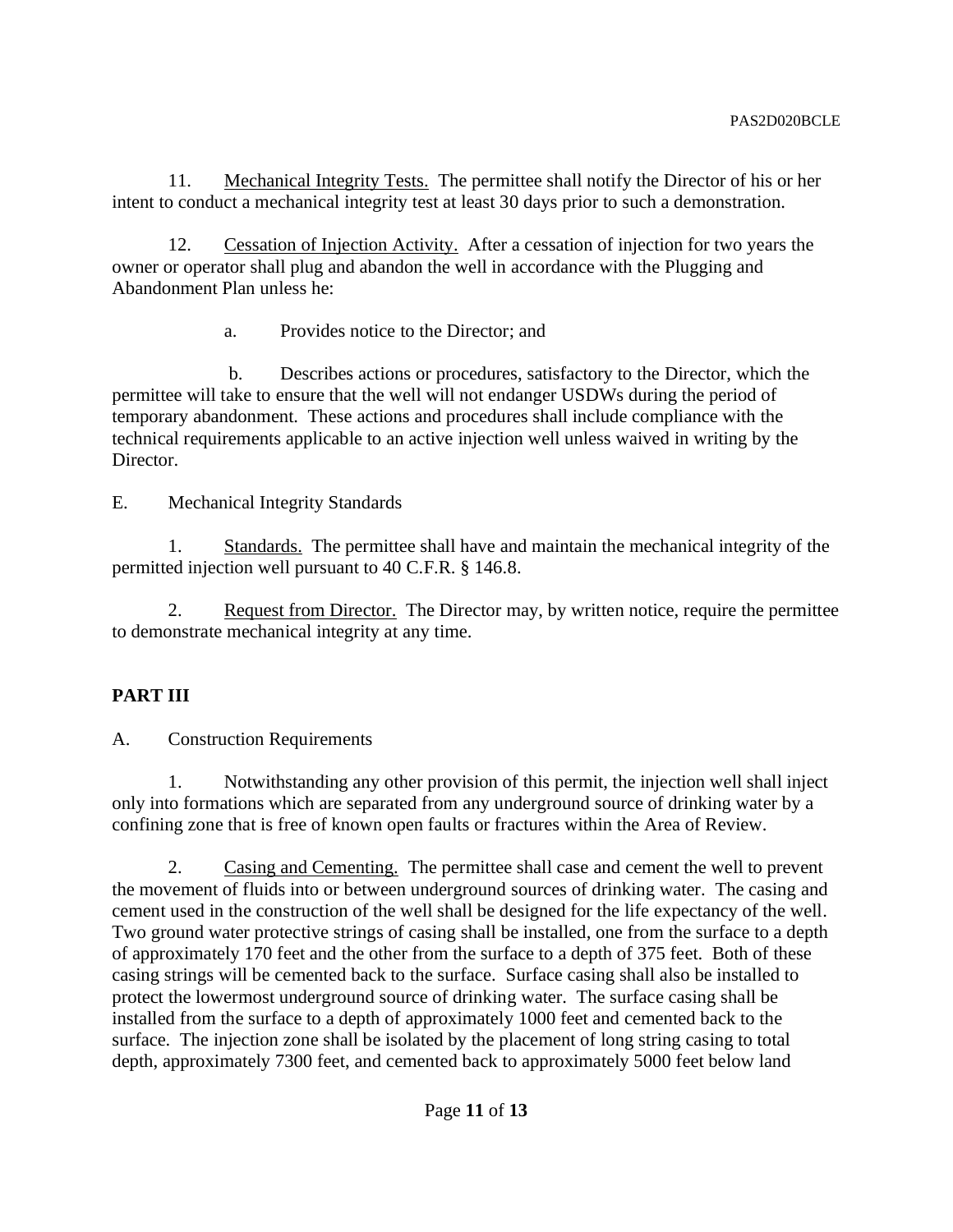11. Mechanical Integrity Tests. The permittee shall notify the Director of his or her intent to conduct a mechanical integrity test at least 30 days prior to such a demonstration.

12. Cessation of Injection Activity. After a cessation of injection for two years the owner or operator shall plug and abandon the well in accordance with the Plugging and Abandonment Plan unless he:

a. Provides notice to the Director; and

b. Describes actions or procedures, satisfactory to the Director, which the permittee will take to ensure that the well will not endanger USDWs during the period of temporary abandonment. These actions and procedures shall include compliance with the technical requirements applicable to an active injection well unless waived in writing by the Director.

E. Mechanical Integrity Standards

1. Standards. The permittee shall have and maintain the mechanical integrity of the permitted injection well pursuant to 40 C.F.R. § 146.8.

2. Request from Director. The Director may, by written notice, require the permittee to demonstrate mechanical integrity at any time.

## PART III

A. Construction Requirements

1. Notwithstanding any other provision of this permit, the injection well shall inject only into formations which are separated from any underground source of drinking water by a confining zone that is free of known open faults or fractures within the Area of Review.

2. Casing and Cementing. The permittee shall case and cement the well to prevent the movement of fluids into or between underground sources of drinking water. The casing and cement used in the construction of the well shall be designed for the life expectancy of the well. Two ground water protective strings of casing shall be installed, one from the surface to a depth of approximately 170 feet and the other from the surface to a depth of 375 feet. Both of these casing strings will be cemented back to the surface. Surface casing shall also be installed to protect the lowermost underground source of drinking water. The surface casing shall be installed from the surface to a depth of approximately 1000 feet and cemented back to the surface. The injection zone shall be isolated by the placement of long string casing to total depth, approximately 7300 feet, and cemented back to approximately 5000 feet below land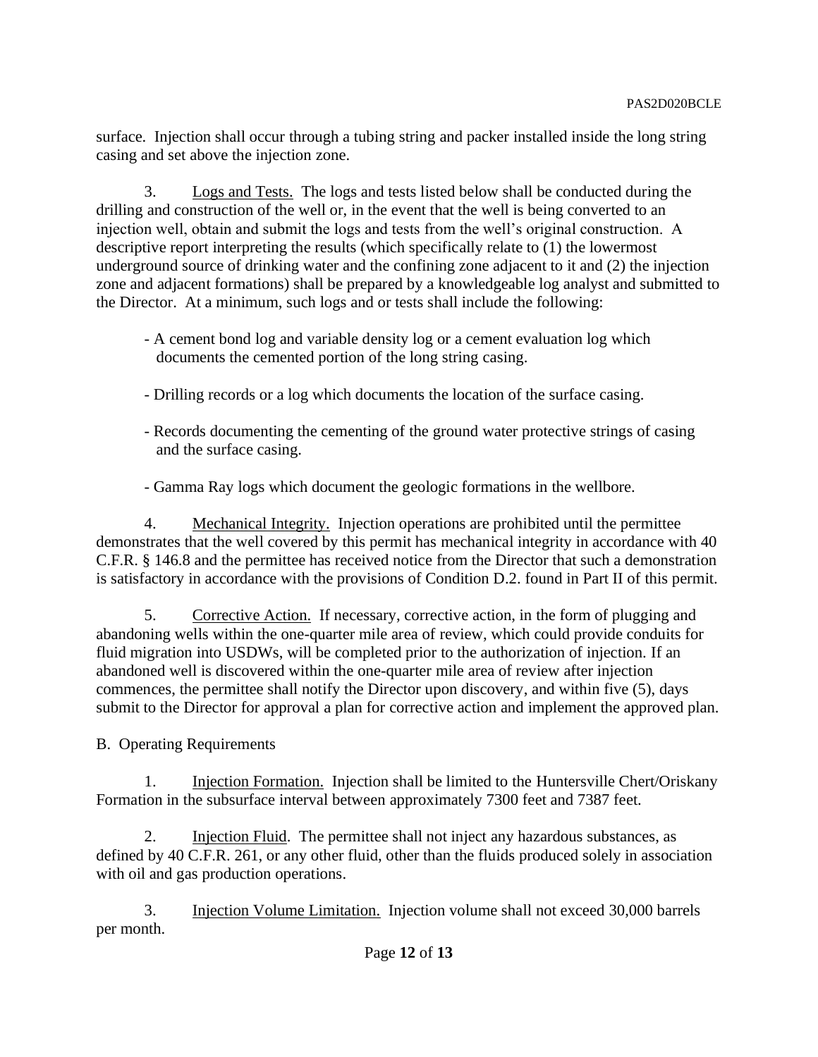surface. Injection shall occur through a tubing string and packer installed inside the long string casing and set above the injection zone.

3. Logs and Tests. The logs and tests listed below shall be conducted during the drilling and construction of the well or, in the event that the well is being converted to an injection well, obtain and submit the logs and tests from the well's original construction. A descriptive report interpreting the results (which specifically relate to (1) the lowermost underground source of drinking water and the confining zone adjacent to it and (2) the injection zone and adjacent formations) shall be prepared by a knowledgeable log analyst and submitted to the Director. At a minimum, such logs and or tests shall include the following:

- A cement bond log and variable density log or a cement evaluation log which documents the cemented portion of the long string casing.
- Drilling records or a log which documents the location of the surface casing.
- Records documenting the cementing of the ground water protective strings of casing and the surface casing.
- Gamma Ray logs which document the geologic formations in the wellbore.

4. Mechanical Integrity. Injection operations are prohibited until the permittee demonstrates that the well covered by this permit has mechanical integrity in accordance with 40 C.F.R. § 146.8 and the permittee has received notice from the Director that such a demonstration is satisfactory in accordance with the provisions of Condition D.2. found in Part II of this permit.

5. Corrective Action. If necessary, corrective action, in the form of plugging and abandoning wells within the one-quarter mile area of review, which could provide conduits for fluid migration into USDWs, will be completed prior to the authorization of injection. If an abandoned well is discovered within the one-quarter mile area of review after injection commences, the permittee shall notify the Director upon discovery, and within five (5), days submit to the Director for approval a plan for corrective action and implement the approved plan.

B. Operating Requirements

1. Injection Formation. Injection shall be limited to the Huntersville Chert/Oriskany Formation in the subsurface interval between approximately 7300 feet and 7387 feet.

2. Injection Fluid. The permittee shall not inject any hazardous substances, as defined by 40 C.F.R. 261, or any other fluid, other than the fluids produced solely in association with oil and gas production operations.

3. Injection Volume Limitation. Injection volume shall not exceed 30,000 barrels per month.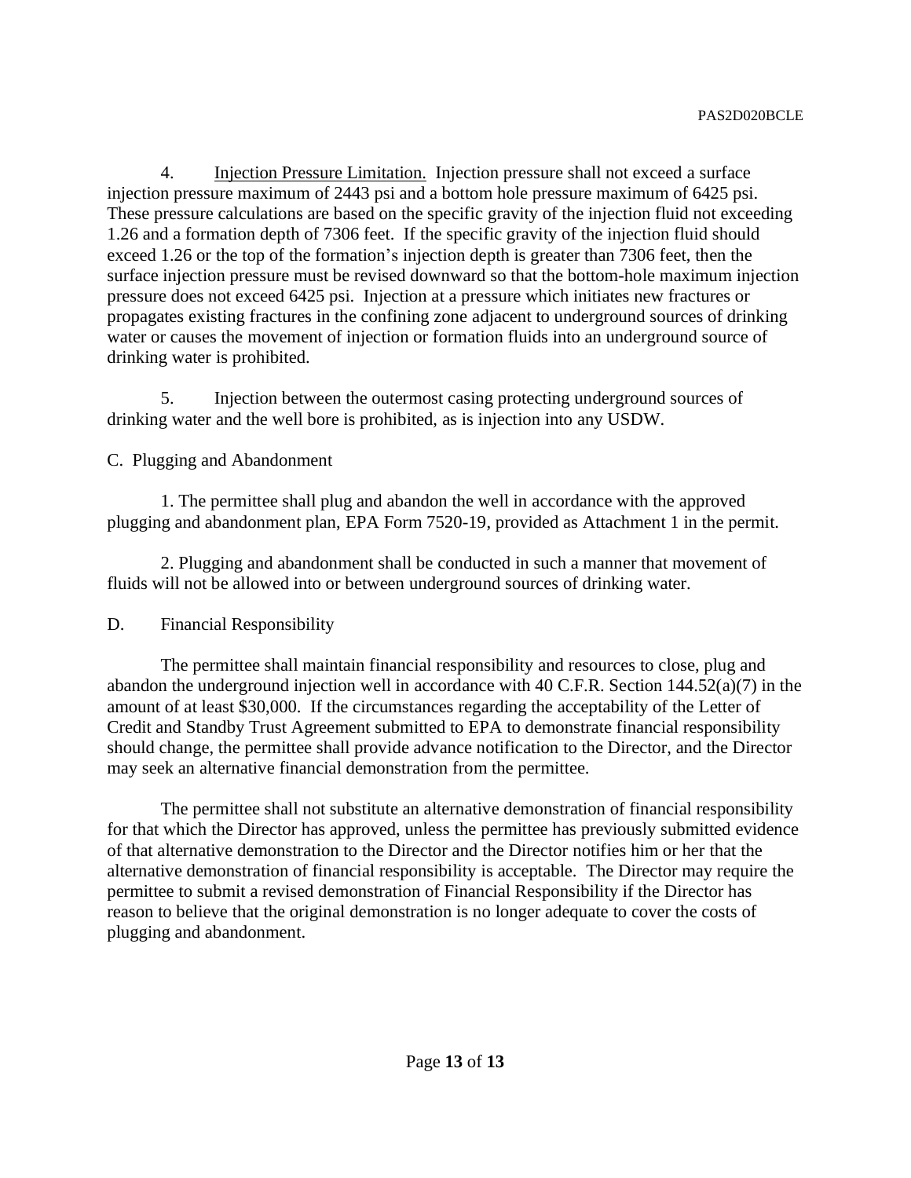4. Injection Pressure Limitation. Injection pressure shall not exceed a surface injection pressure maximum of 2443 psi and a bottom hole pressure maximum of 6425 psi. These pressure calculations are based on the specific gravity of the injection fluid not exceeding 1.26 and a formation depth of 7306 feet. If the specific gravity of the injection fluid should exceed 1.26 or the top of the formation's injection depth is greater than 7306 feet, then the surface injection pressure must be revised downward so that the bottom-hole maximum injection pressure does not exceed 6425 psi. Injection at a pressure which initiates new fractures or propagates existing fractures in the confining zone adjacent to underground sources of drinking water or causes the movement of injection or formation fluids into an underground source of drinking water is prohibited.

5. Injection between the outermost casing protecting underground sources of drinking water and the well bore is prohibited, as is injection into any USDW.

C. Plugging and Abandonment

1. The permittee shall plug and abandon the well in accordance with the approved plugging and abandonment plan, EPA Form 7520-19, provided as Attachment 1 in the permit.

2. Plugging and abandonment shall be conducted in such a manner that movement of fluids will not be allowed into or between underground sources of drinking water.

D. Financial Responsibility

The permittee shall maintain financial responsibility and resources to close, plug and abandon the underground injection well in accordance with 40 C.F.R. Section 144.52(a)(7) in the amount of at least $30,000. If the circumstances regarding the acceptability of the Letter of Credit and Standby Trust Agreement submitted to EPA to demonstrate financial responsibility should change, the permittee shall provide advance notification to the Director, and the Director may seek an alternative financial demonstration from the permittee.

The permittee shall not substitute an alternative demonstration of financial responsibility for that which the Director has approved, unless the permittee has previously submitted evidence of that alternative demonstration to the Director and the Director notifies him or her that the alternative demonstration of financial responsibility is acceptable. The Director may require the permittee to submit a revised demonstration of Financial Responsibility if the Director has reason to believe that the original demonstration is no longer adequate to cover the costs of plugging and abandonment.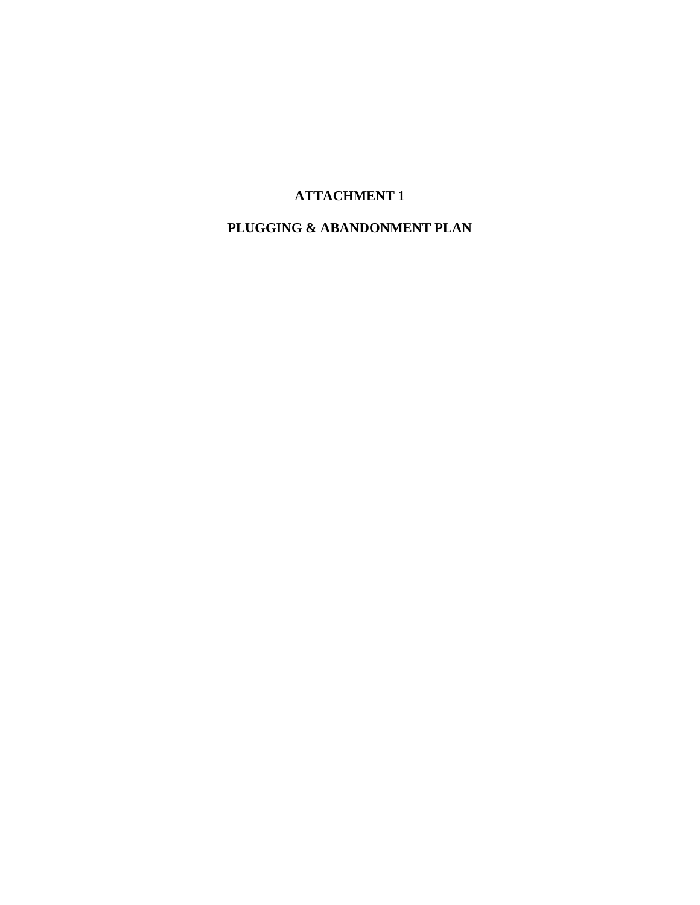# ATTACHMENT 1

# PLUGGING & ABANDONMENT PLAN